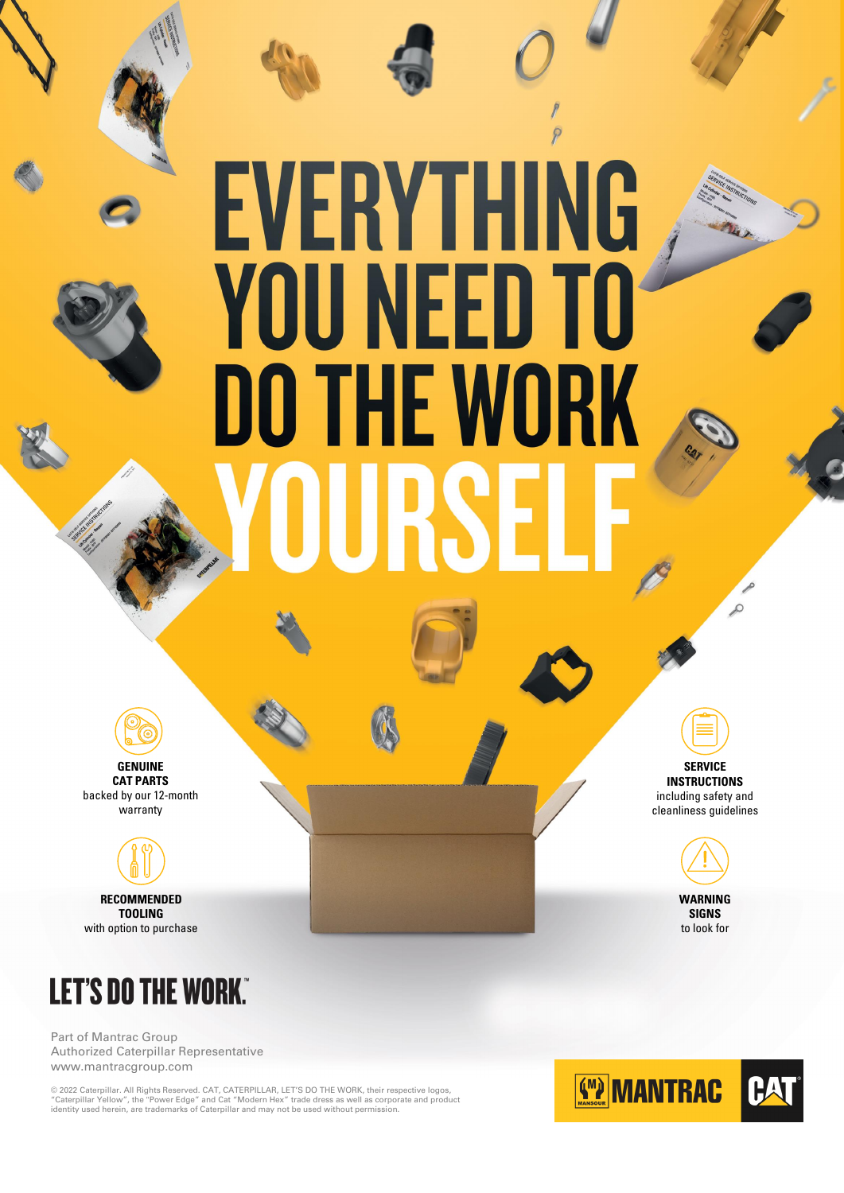# EVERYTHING YOU NEED TO DO THE WORK YOURSELF

**GENUINE CAT PARTS**
backed by our 12-month warranty

**RECOMMENDED TOOLING**
with option to purchase

**SERVICE INSTRUCTIONS**
including safety and cleanliness guidelines

**WARNING SIGNS**
to look for

## LET'S DO THE WORK.™

Part of Mantrac Group
Authorized Caterpillar Representative
www.mantracgroup.com

© 2022 Caterpillar. All Rights Reserved. CAT, CATERPILLAR, LET'S DO THE WORK, their respective logos, "Caterpillar Yellow", the "Power Edge" and Cat "Modern Hex" trade dress as well as corporate and product identity used herein, are trademarks of Caterpillar and may not be used without permission.

MANTRAC CAT®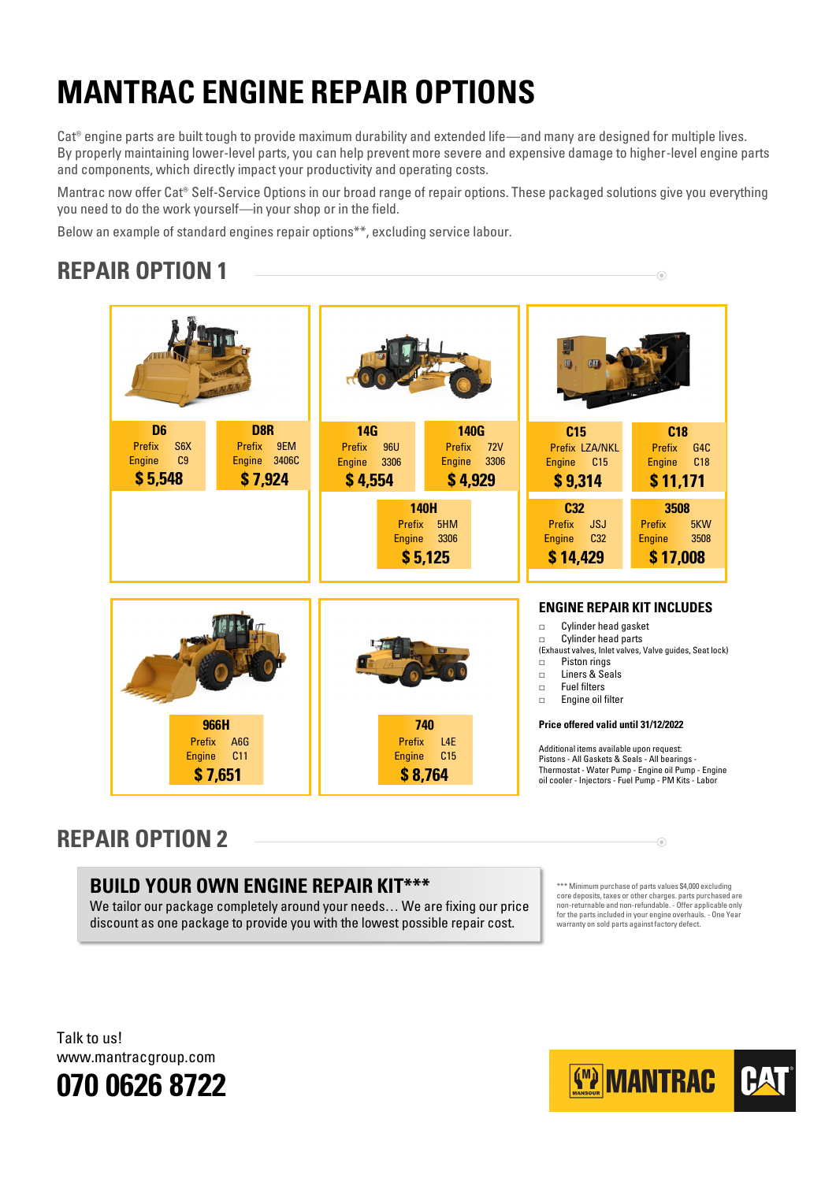# MANTRAC ENGINE REPAIR OPTIONS

Cat® engine parts are built tough to provide maximum durability and extended life—and many are designed for multiple lives. By properly maintaining lower-level parts, you can help prevent more severe and expensive damage to higher-level engine parts and components, which directly impact your productivity and operating costs.

Mantrac now offer Cat® Self-Service Options in our broad range of repair options. These packaged solutions give you everything you need to do the work yourself—in your shop or in the field.

Below an example of standard engines repair options**, excluding service labour.

## REPAIR OPTION 1

| Model | Prefix | Engine | Price |
| --- | --- | --- | --- |
| D6 | S6X | C9 | $ 5,548 |
| D8R | 9EM | 3406C | $ 7,924 |
| 14G | 96U | 3306 | $ 4,554 |
| 140G | 72V | 3306 | $ 4,929 |
| 140H | 5HM | 3306 | $ 5,125 |
| C15 | LZA/NKL | C15 | $ 9,314 |
| C18 | G4C | C18 | $ 11,171 |
| C32 | JSJ | C32 | $ 14,429 |
| 3508 | 5KW | 3508 | $ 17,008 |
| 966H | A6G | C11 | $ 7,651 |
| 740 | L4E | C15 | $ 8,764 |

### ENGINE REPAIR KIT INCLUDES

- Cylinder head gasket
- Cylinder head parts
  (Exhaust valves, Inlet valves, Valve guides, Seat lock)
- Piston rings
- Liners & Seals
- Fuel filters
- Engine oil filter

**Price offered until 31/12/2022**

Additional items available upon request:
Pistons - All Gaskets & Seals - All bearings - Thermostat - Water Pump - Engine oil Pump - Engine oil cooler - Injectors - Fuel Pump - PM Kits - Labor

## REPAIR OPTION 2

### BUILD YOUR OWN ENGINE REPAIR KIT***

We tailor our package completely around your needs… We are fixing our price discount as one package to provide you with the lowest possible repair cost.

*** Minimum purchase of parts values $4,000 excluding core deposits, taxes or other charges. parts purchased are non-returnable and non-refundable. - Offer applicable only for the parts included in your engine overhauls. - One Year warranty on sold parts against factory defect.

Talk to us!
www.mantracgroup.com
**070 0626 8722**

MANTRAC CAT